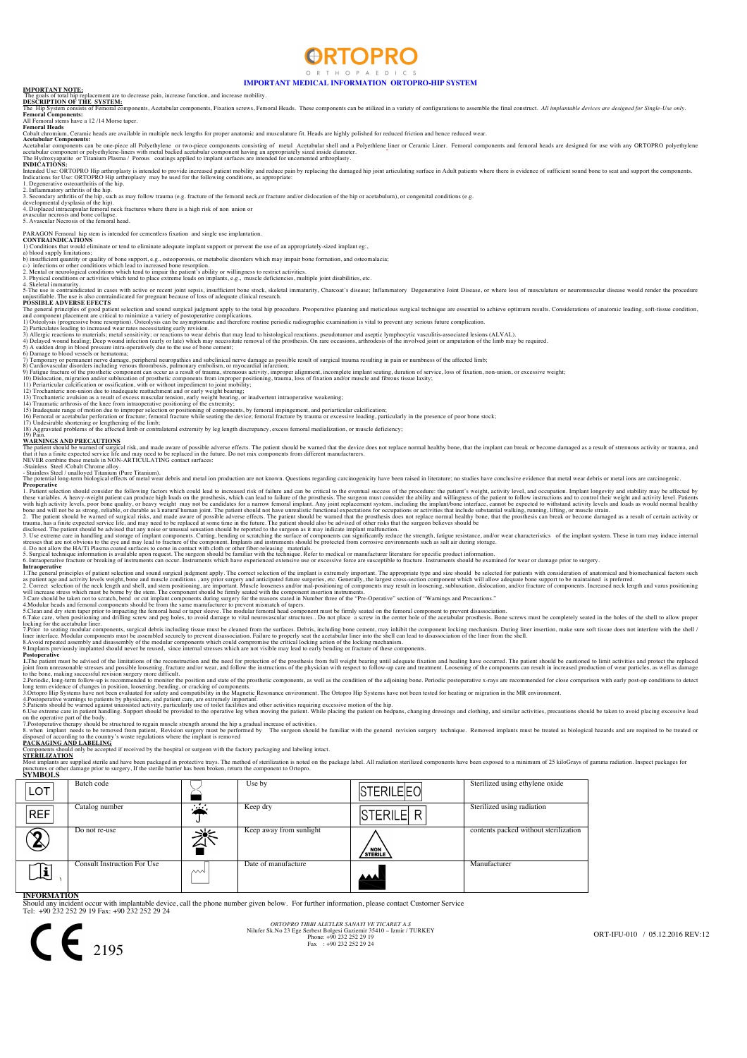# ORTOPRO

ORTHOPAEDICS

## IMPORTANT MEDICAL INFORMATION ORTOPRO-HIP SYSTEM

**IMPORTANT NOTE:**
The goals of total hip replacement are to decrease pain, increase function, and increase mobility.

**DESCRIPTION OF THE SYSTEM:**
The Hip System consists of Femoral components, Acetabular components, Fixation screws, Femoral Heads. These components can be utilized in a variety of configurations to assemble the final construct. *All implantable devices are designed for Single-Use only.*

**Femoral Components:**
All Femoral stems have a 12 /14 Morse taper.

**Femoral Heads**
Cobalt chromium, Ceramic heads are available in multiple neck lengths for proper anatomic and musculature fit. Heads are highly polished for reduced friction and hence reduced wear.

**Acetabular Components:**
Acetabular components can be one-piece all Polyethylene or two-piece components consisting of metal Acetabular shell and a Polyethlene liner or Ceramic Liner. Femoral components and femoral heads are designed for use with any ORTOPRO polyethylene acetabular component or polyethylene-liners with metal backed acetabular component having an appropriately sized inside diameter.
The Hydroxyapatite or Titanium Plasma / Porous coatings applied to implant surfaces are intended for uncemented arthroplasty.

**INDICATIONS:**
Intended Use: ORTOPRO Hip arthroplasty is intended to provide increased patient mobility and reduce pain by replacing the damaged hip joint articulating surface in Adult patients where there is evidence of sufficient sound bone to seat and support the components.
Indications for Use: ORTOPRO Hip arthroplasty may be used for the following conditions, as appropriate:
1. Degenerative osteoarthritis of the hip.
2. Inflammatory arthritis of the hip.
3. Secondary arthritis of the hip, such as may follow trauma (e.g. fracture of the femoral neck,or fracture and/or dislocation of the hip or acetabulum), or congenital conditions (e.g. developmental dysplasia of the hip).
4. Displaced intracapsular femoral neck fractures where there is a high risk of non union or avascular necrosis and bone collapse.
5. Avascular Necrosis of the femoral head.

PARAGON Femoral hip stem is intended for cementless fixation and single use implantation.

**CONTRAINDICATIONS**
1) Conditions that would eliminate or tend to eliminate adequate implant support or prevent the use of an appropriately-sized implant eg:,
a) blood supply limitations;
b) insufficient quantity or quality of bone support, e.g., osteoporosis, or metabolic disorders which may impair bone formation, and osteomalacia;
c-) infections or other conditions which lead to increased bone resorption.
2. Mental or neurological conditions which tend to impair the patient's ability or willingness to restrict activities.
3. Physical conditions or activities which tend to place extreme loads on implants, e.g., muscle deficiencies, multiple joint disabilities, etc.
4. Skeletal immaturity.
5-The use is contraindicated in cases with active or recent joint sepsis, insufficient bone stock, skeletal immaturity, Charcoat's disease; Inflammatory Degenerative Joint Disease, or where loss of musculature or neuromuscular disease would render the procedure unjustifiable. The use is also contraindicated for pregnant because of loss of adequate clinical research.

**POSSIBLE ADVERSE EFECTS**
The general principles of good patient selection and sound surgical judgment apply to the total hip procedure. Preoperative planning and meticulous surgical technique are essential to achieve optimum results. Considerations of anatomic loading, soft-tissue condition, and component placement are critical to minimize a variety of postoperative complications.
1) Osteolysis (progressive bone resorption). Osteolysis can be asymptomatic and therefore routine periodic radiographic examination is vital to prevent any serious future complication.
2) Particulates leading to increased wear rates necessitating early revision.
3) Allergic reactions to materials; metal sensitivity; or reactions to wear debris that may lead to histological reactions, pseudotumor and aseptic lymphocytic vasculitis-associated lesions (ALVAL).
4) Delayed wound healing; Deep wound infection (early or late) which may necessitate removal of the prosthesis. On rare occasions, arthrodesis of the involved joint or amputation of the limb may be required.
5) A sudden drop in blood pressure intra-operatively due to the use of bone cement;
6) Damage to blood vessels or hematoma;
7) Temporary or permanent nerve damage, peripheral neuropathies and subclinical nerve damage as possible result of surgical trauma resulting in pain or numbness of the affected limb;
8) Cardiovascular disorders including venous thrombosis, pulmonary embolism, or myocardial infarction;
9) Fatigue fracture of the prosthetic component can occur as a result of trauma, strenuous activity, improper alignment, incomplete implant seating, duration of service, loss of fixation, non-union, or excessive weight;
10) Dislocation, migration and/or subluxation of prosthetic components from improper positioning, trauma, loss of fixation and/or muscle and fibrous tissue laxity;
11) Periarticular calcification or ossification, with or without impediment to joint mobility;
12) Trochanteric non-union due to inadequate reattachment and or early weight bearing;
13) Trochanteric avulsion as a result of excess muscular tension, early weight bearing, or inadvertent intraoperative weakening;
14) Traumatic arthrosis of the knee from intraoperative positioning of the extremity;
15) Inadequate range of motion due to improper selection or positioning of components, by femoral impingement, and periarticular calcification;
16) Femoral or acetabular perforation or fracture; femoral fracture while seating the device; femoral fracture by trauma or excessive loading, particularly in the presence of poor bone stock;
17) Undesirable shortening or lengthening of the limb;
18) Aggravated problems of the affected limb or contralateral extremity by leg length discrepancy, excess femoral medialization, or muscle deficiency;
19) Pain.

**WARNINGS AND PRECAUTIONS**
The patient should be warned of surgical risk, and made aware of possible adverse effects. The patient should be warned that the device does not replace normal healthy bone, that the implant can break or become damaged as a result of strenuous activity or trauma, and that it has a finite expected service life and may need to be replaced in the future. Do not mix components from different manufacturers.
NEVER combine these metals in NON-ARTICULATING contact surfaces:
-Stainless Steel /Cobalt Chrome alloy.
- Stainless Steel / unalloyed Titanium (Pure Titanium).
The potential long-term biological effects of metal wear debris and metal ion production are not known. Questions regarding carcinogenicity have been raised in literature; no studies have conclusive evidence that metal wear debris or metal ions are carcinogenic.

**Preoperative**
1. Patient selection should consider the following factors which could lead to increased risk of failure and can be critical to the eventual success of the procedure: the patient's weight, activity level, and occupation. Implant longevity and stability may be affected by these variables. A heavy-weight patient can produce high loads on the prosthesis, which can lead to failure of the prosthesis. The surgeon must consider the ability and willingness of the patient to follow instructions and to control their weight and activity level. Patients with high activity levels, poor bone quality, or heavy weight may not be candidates for a narrow femoral implant. Any joint replacement system, including the implant/bone interface, cannot be expected to withstand activity levels and loads as would normal healthy bone and will not be as strong, reliable, or durable as a natural human joint. The patient should not have unrealistic functional expectations for occupations or activities that include substantial walking, running, lifting, or muscle strain.
2. The patient should be warned of surgical risks, and made aware of possible adverse effects. The patient should be warned that the prosthesis does not replace normal healthy bone, that the prosthesis can break or become damaged as a result of certain activity or trauma, has a finite expected service life, and may need to be replaced at some time in the future. The patient should also be advised of other risks that the surgeon believes should be disclosed. The patient should be advised that any noise or unusual sensation should be reported to the surgeon as it may indicate implant malfunction.
3. Use extreme care in handling and storage of implant components. Cutting, bending or scratching the surface of components can significantly reduce the strength, fatigue resistance, and/or wear characteristics of the implant system. These in turn may induce internal stresses that are not obvious to the eye and may lead to fracture of the component. Implants and instruments should be protected from corrosive environments such as salt air during storage.
4. Do not allow the HA/Ti Plasma coated surfaces to come in contact with cloth or other fiber-releasing materials.
5. Surgical technique information is available upon request. The surgeon should be familiar with the technique. Refer to medical or manufacturer literature for specific product information.
6. Intraoperative fracture or breaking of instruments can occur. Instruments which have experienced extensive use or excessive force are susceptible to fracture. Instruments should be examined for wear or damage prior to surgery.

**Intraoperative**
1.The general principles of patient selection and sound surgical judgment apply. The correct selection of the implant is extremely important. The appropriate type and size should be selected for patients with consideration of anatomical and biomechanical factors such as patient age and activity levels weight, bone and muscle conditions , any prior surgery and anticipated future surgeries, etc. Generally, the largest cross-section component which will allow adequate bone support to be maintained is preferred.
2. Correct selection of the neck length and shell, and stem positioning, are important. Muscle looseness and/or mal-positioning of components may result in loosening, subluxation, dislocation, and/or fracture of components. Increased neck length and varus positioning will increase stress which must be borne by the stem. The component should be firmly seated with the component insertion instruments.
3.Care should be taken not to scratch, bend or cut implant components during surgery for the reasons stated in Number three of the "Pre-Operative" section of "Warnings and Precautions."
4.Modular heads and femoral components should be from the same manufacturer to prevent mismatch of tapers.
5.Clean and dry stem taper prior to impacting the femoral head or taper sleeve. The modular femoral head component must be firmly seated on the femoral component to prevent disassociation.
6.Take care, when positioning and drilling screw and peg holes, to avoid damage to vital neurovascular structures.. Do not place a screw in the center hole of the acetabular prosthesis. Bone screws must be completely seated in the holes of the shell to allow proper locking for the acetabular liner.
7.Prior to seating modular components, surgical debris including tissue must be cleaned from the surfaces. Debris, including bone cement, may inhibit the component locking mechanism. During liner insertion, make sure soft tissue does not interfere with the shell / liner interface. Modular components must be assembled securely to prevent disassociation. Failure to properly seat the acetabular liner into the shell can lead to disassociation of the liner from the shell.
8.Avoid repeated assembly and disassembly of the modular components which could compromise the critical locking action of the locking mechanism.
9.Implants previously implanted should never be reused, since internal stresses which are not visible may lead to early bending or fracture of these components.

**Postoperative**
1.The patient must be advised of the limitations of the reconstruction and the need for protection of the prosthesis from full weight bearing until adequate fixation and healing have occurred. The patient should be cautioned to limit activities and protect the replaced joint from unreasonable stresses and possible loosening, fracture and/or wear, and follow the instructions of the physician with respect to follow-up care and treatment. Loosening of the components can result in increased production of wear particles, as well as damage to the bone, making successful revision surgery more difficult.
2.Periodic, long-term follow-up is recommended to monitor the position and state of the prosthetic components, as well as the condition of the adjoining bone. Periodic postoperative x-rays are recommended for close comparison with early post-op conditions to detect long term evidence of changes in position, loosening, bending, or cracking of components.
3.Ortopro Hip Systems have not been evaluated for safety and compatibility in the Magnetic Resonance environment. The Ortopro Hip Systems have not been tested for heating or migration in the MR environment.
4.Postoperative warnings to patients by physicians, and patient care, are extremely important.
5.Patients should be warned against unassisted activity, particularly use of toilet facilities and other activities requiring excessive motion of the hip.
6.Use extreme care in patient handling. Support should be provided to the operative leg when moving the patient. While placing the patient on bedpans, changing dressings and clothing, and similar activities, precautions should be taken to avoid placing excessive load on the operative part of the body.
7.Postoperative therapy should be structured to regain muscle strength around the hip a gradual increase of activities.
8. when implant needs to be removed from patient, Revision surgery must be performed by The surgeon should be familiar with the general revision surgery technique. Removed implants must be treated as biological hazards and are required to be treated or disposed of according to the country's waste regulations where the implant is removed

**PACKAGING AND LABELING**
Components should only be accepted if received by the hospital or surgeon with the factory packaging and labeling intact.

**STERILIZATION**
Most implants are supplied sterile and have been packaged in protective trays. The method of sterilization is noted on the package label. All radiation sterilized components have been exposed to a minimum of 25 kiloGrays of gamma radiation. Inspect packages for punctures or other damage prior to surgery. If the sterile barrier has been broken, return the component to Ortopro.

**SYMBOLS**

| Symbol | Meaning | Symbol | Meaning | Symbol | Meaning |
|---|---|---|---|---|---|
| LOT | Batch code | ⌛ | Use by | STERILE EO | Sterilized using ethylene oxide |
| REF | Catalog number | ☂ | Keep dry | STERILE R | Sterilized using radiation |
| ② | Do not re-use | ☀ | Keep away from sunlight | NON STERILE | contents packed without sterilization |
| i | Consult Instruction For Use | 〰 | Date of manufacture | 🏭 | Manufacturer |

**INFORMATION**
Should any incident occur with implantable device, call the phone number given below. For further information, please contact Customer Service
Tel: +90 232 252 29 19 Fax: +90 232 252 29 24

CE 2195

*ORTOPRO TIBBI ALETLER SANAYI VE TICARET A.S*
Nilufer Sk.No 23 Ege Serbest Bolgesi Gaziemir 35410 – Izmir / TURKEY
Phone: +90 232 252 29 19
Fax : +90 232 252 29 24

ORT-IFU-010 / 05.12.2016 REV:12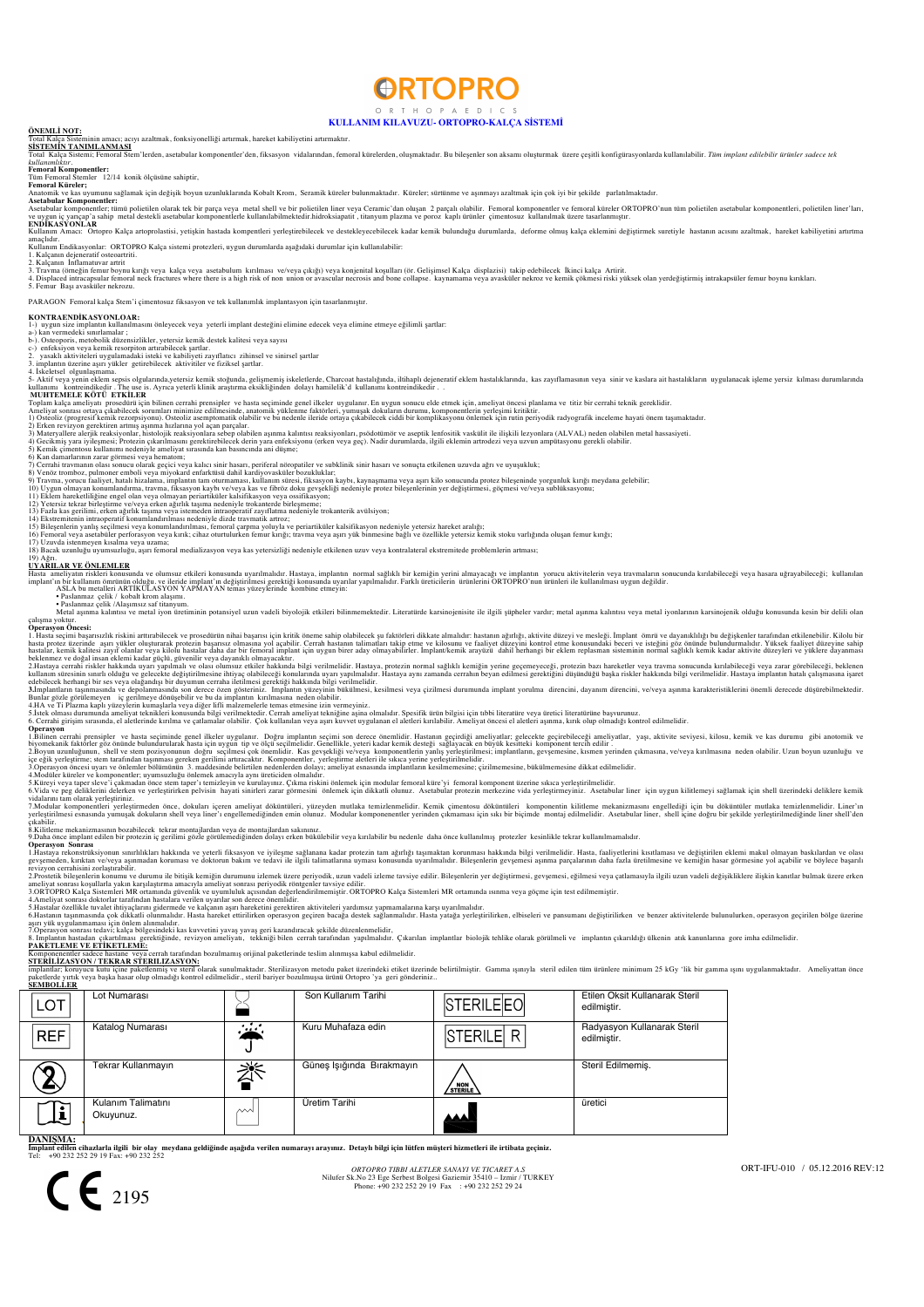# ORTOPRO

ORTHOPAEDICS

## KULLANIM KILAVUZU- ORTOPRO-KALÇA SİSTEMİ

**ÖNEMLİ NOT:**
Total Kalça Sisteminin amacı; acıyı azaltmak, fonksiyonelliği artırmak, hareket kabiliyetini artırmaktır.

**SİSTEMİN TANIMLANMASI**
Total Kalça Sistemi; Femoral Stem'lerden, asetabular komponentler'den, fiksasyon vidalarından, femoral kürelerden, oluşmaktadır. Bu bileşenler son aksamı oluşturmak üzere çeşitli konfigürasyonlarda kullanılabilir. *Tüm implant edilebilir ürünler sadece tek kullanımlıktır.*

**Femoral Komponentler:**
Tüm Femoral Stemler 12/14 konik ölçüsüne sahiptir,

**Femoral Küreler;**
Anatomik ve kas uyumunu sağlamak için değişik boyun uzunluklarında Kobalt Krom, Seramik küreler bulunmaktadır. Küreler; sürtünme ve aşınmayı azaltmak için çok iyi bir şekilde parlatılmaktadır.

**Asetabular Komponentler:**
Asetabular komponentler; tümü polietilen olarak tek bir parça veya metal shell ve bir polietilen liner veya Ceramic'dan oluşan 2 parçalı olabilir. Femoral komponentler ve femoral küreler ORTOPRO'nun tüm polietilen asetabular komponentleri, polietilen liner'ları, ve uygun iç yarıçap'a sahip metal destekli asetabular komponentlerle kullanılabilmektedir.hidroksiapatit , titanyum plazma ve poroz kaplı ürünler çimentosuz kullanılmak üzere tasarlanmıştır.

**ENDİKASYONLAR**
Kullanım Amacı: Ortopro Kalça artroplastisi, yetişkin hastalarda kompentleri yerleştirebilecek ve destekleyecebilecek kadar kemik bulunduğu durumlarda, deforme olmuş kalça eklemini değiştirmek suretiyle hastanın acısını azaltmak, hareket kabiliyetini artırtma amaçlıdır.
Kullanım Endikasyonlar: ORTOPRO Kalça sistemi protezleri, uygun durumlarda aşağıdaki durumlar için kullanılabilir:
1. Kalçanın dejeneratif osteoartriti.
2. Kalçanın İnflamatuvar artrit
3. Travma (örneğin femur boynu kırığı veya kalça veya asetabulum kırılması ve/veya çıkığı) veya konjenital koşulları (ör. Gelişimsel Kalça displazisi) takip edebilecek İkinci kalça Artirit.
4. Displaced intracapsular femoral neck fractures where there is a high risk of non union or avascular necrosis and bone collapse. kaynamama veya avasküler nekroz ve kemik çökmesi riski yüksek olan yerdeğiştirmiş intrakapsüler femur boynu kırıkları.
5. Femur Başı avasküler nekrozu.

PARAGON Femoral kalça Stem'i çimentosuz fiksasyon ve tek kullanımlık implantasyon için tasarlanmıştır.

**KONTRAENDİKASYONLOAR:**
1-) uygun size implantın kullanılmasını önleyecek veya yeterli implant desteğini elimine edecek veya elimine etmeye eğilimli şartlar:
a-) kan vermedeki sınırlamalar ;
b-). Osteoporis, metobolik düzensizlikler, yetersiz kemik destek kalitesi veya sayısı
c-) enfeksiyon veya kemik resorpiton artırabilecek şartlar.
2. yasaklı aktiviteleri uygulamadaki isteki ve kabiliyeti zayıflatıcı zihinsel ve sinirsel şartlar
3. implantın üzerine aşırı yükler getirebilecek aktiviteler ve fiziksel şartlar.
4. İskeletsel olgunlaşmama.
5- Aktif veya yenin eklem sepsis olgularında,yetersiz kemik stoğunda, gelişmemiş iskeletlerde, Charcoat hastalığında, iltihaplı dejeneratif eklem hastalıklarında, kas zayıflamasının veya sinir ve kaslara ait hastalıkların uygulanacak işleme yersiz kılması durumlarında kullanımı kontreindikedir . The use is. Ayrıca yeterli klinik araştırma eksikliğinden dolayı hamilelik'd e kullanımı kontreindikedir . .

**MUHTEMELE KÖTÜ ETKİLER**
Toplam kalça ameliyatı prosedürü için bilinen cerrahi prensipler ve hasta seçiminde genel ilkeler uygulanır. En uygun sonucu elde etmek için, ameliyat öncesi planlama ve titiz bir cerrahi teknik gereklidir.
Ameliyat sonrası ortaya çıkabilecek sorunları minimize edilmesinde, anatomik yüklenme faktörleri, yumuşak dokuların durumu, komponentlerin yerleşimi kritiktir.
1) Osteoliz (progresif kemik rezorpsiyonu). Osteoliz asemptomatik olabilir ve bu nedenle ileride ortaya çıkabilecek ciddi bir komplikasyonu önlemek için rutin periyodik radyografik inceleme hayati önem taşımaktadır.
2) Erken revizyon gerektiren artmış aşınma hızlarına yol açan parçalar;
3) Materyallere alerjik reaksiyonlar, histolojik reaksiyonlara sebep olabilen aşınma kalıntısı reaksiyonları, psödotümör ve aseptik lenfositik vaskülit ile ilişkili lezyonlara (ALVAL) neden olabilen metal hassasiyeti.
4) Gecikmiş yara iyileşmesi; Protezin çıkarılmasını gerektirebilecek derin yara enfeksiyonu (erken veya geç). Nadir durumlarda, ilgili eklemin artrodezi veya uzvun ampütasyonu gerekli olabilir.
5) Kemik çimentosu kullanımı nedeniyle ameliyat sırasında kan basıncında ani düşme;
6) Kan damarlarının zarar görmesi veya hematom;
7) Cerrahi travmanın olası sonucu olarak geçici veya kalıcı sinir hasarı, periferal nöropatiler ve subklinik sinir hasarı ve sonuçta etkilenen uzuvda ağrı ve uyuşukluk;
8) Venöz tromboz, pulmoner emboli veya miyokard enfarktüsü dahil kardiyovasküler bozukluklar;
9) Travma, yorucu faaliyet, hatalı hizalama, implantın tam oturmaması, kullanım süresi, fiksasyon kaybı, kaynamama veya aşırı kilo sonucunda protez bileşeninde yorgunluk kırığı meydana gelebilir;
10) Uygun olmayan konumlandırma, travma, fiksasyon kaybı ve/veya kas ve fibröz doku gevşekliği nedeniyle protez bileşenlerinin yer değiştirmesi, göçmesi ve/veya subluksasyonu;
11) Eklem hareketliliğine engel olan veya olmayan periartiküler kalsifikasyon veya ossifikasyon;
12) Yetersiz tekrar birleştirme ve/veya erken ağırlık taşıma nedeniyle trokanterde birleşmeme;
13) Fazla kas gerilimi, erken ağırlık taşıma veya istemeden intraoperatif zayıflatma nedeniyle trokanterik avülsiyon;
14) Ekstremitenin intraoperatif konumlandırılması nedeniyle dizde travmatik artroz;
15) Bileşenlerin yanlış seçilmesi veya konumlandırılması, femoral çarpma yoluyla ve periartiküler kalsifikasyon nedeniyle yetersiz hareket aralığı;
16) Femoral veya asetabüler perforasyon veya kırık; cihaz oturturken femur kırığı; travma veya aşırı yük binmesine bağlı ve özellikle yetersiz kemik stoku varlığında oluşan femur kırığı;
17) Uzuvda istenmeyen kısalma veya uzama;
18) Bacak uzunluğu uyumsuzluğu, aşırı femoral medializasyon veya kas yetersizliği nedeniyle etkilenen uzuv veya kontralateral ekstremitede problemlerin artması;
19) Ağrı.

**UYARILAR VE ÖNLEMLER**
Hasta ameliyatın riskleri konusunda ve olumsuz etkileri konusunda uyarılmalıdır. Hastaya, implantın normal sağlıklı bir kemiğin yerini almayacağı ve implantın yorucu aktivitelerin veya travmaların sonucunda kırılabileceği veya hasara uğrayabileceği; kullanılan implant'ın bir kullanım ömrünün olduğu. ve ileride implant'ın değiştirilmesi gerektiği konusunda uyarılar yapılmalıdır. Farklı üreticilerin ürünlerini ORTOPRO'nun ürünleri ile kullanılması uygun değildir.
ASLA bu metalleri ARTİKÜLASYON YAPMAYAN temas yüzeylerinde kombine etmeyin:
- Paslanmaz çelik / kobalt krom alaşımı.
- Paslanmaz çelik /Alaşımsız saf titanyum.

Metal aşınma kalıntısı ve metal iyon üretiminin potansiyel uzun vadeli biyolojik etkileri bilinmemektedir. Literatürde karsinojenisite ile ilgili şüpheler vardır; metal aşınma kalıntısı veya metal iyonlarının karsinojenik olduğu konusunda kesin bir delili olan çalışma yoktur.

**Operasyon Öncesi:**
1. Hasta seçimi başarısızlık riskini arttırabilecek ve prosedürün nihai başarısı için kritik öneme sahip olabilecek şu faktörleri dikkate almalıdır: hastanın ağırlığı, aktivite düzeyi ve mesleği. İmplant ömrü ve dayanıklılığı bu değişkenler tarafından etkilenebilir. Kilolu bir hasta protez üzerinde aşırı yükler oluşturarak protezin başarısız olmasına yol açabilir. Cerrah hastanın talimatları takip etme ve kilosunu ve faaliyet düzeyini kontrol etme konusundaki beceri ve isteğini göz önünde bulundurmalıdır. Yüksek faaliyet düzeyine sahip hastalar, kemik kalitesi zayıf olanlar veya kilolu hastalar daha dar bir femoral implant için uygun birer aday olmayabilirler. İmplant/kemik arayüzü dahil herhangi bir eklem replasman sisteminin normal sağlıklı kemik kadar aktivite düzeyleri ve yüklere dayanması beklenmez ve doğal insan eklemi kadar güçlü, güvenilir veya dayanıklı olmayacaktır.
2.Hastaya cerrahi riskler hakkında uyarı yapılmalı ve olası olumsuz etkiler hakkında bilgi verilmelidir. Hastaya, protezin normal sağlıklı kemiğin yerine geçemeyeceği, protezin bazı hareketler veya travma sonucunda kırılabileceği veya zarar görebileceği, beklenen kullanım süresinin sınırlı olduğu ve gelecekte değiştirilmesine ihtiyaç olabileceği konularında uyarı yapılmalıdır. Hastaya aynı zamanda cerrahın beyan edilmesi gerektiğini düşündüğü başka riskler hakkında bilgi verilmelidir. Hastaya implantın hatalı çalışmasına işaret edebilecek herhangi bir ses veya olağandışı bir duyumun cerraha iletilmesi gerektiği hakkında bilgi verilmelidir.
3.İmplantların taşınmasında ve depolanmasında son derece özen gösteriniz. İmplantın yüzeyinin bükülmesi, kesilmesi veya çizilmesi durumunda implant yorulma direncini, dayanım direncini, ve/veya aşınma karakteristiklerini önemli derecede düşürebilmektedir. Bunlar gözle görülemeyen iç gerilmeye dönüşebilir ve bu da implantın kırılmasına neden olabilir.
4.HA ve Ti Plazma kaplı yüzeylerin kumaşlarla veya diğer lifli malzemelerle temas etmesine izin vermeyiniz.
5.İstek olması durumunda ameliyat teknikleri konusunda bilgi verilmektedir. Cerrah ameliyat tekniğine aşina olmalıdır. Spesifik ürün bilgisi için tıbbi literatüre veya üretici literatürüne başvurunuz.
6. Cerrahi girişim sırasında, el aletlerinde kırılma ve çatlamalar olabilir. Çok kullanılan veya aşırı kuvvet uygulanan el aletleri kırılabilir. Ameliyat öncesi el aletleri aşınma, kırık olup olmadığı kontrol edilmelidir.

**Operasyon**
1.Bilinen cerrahi prensipler ve hasta seçiminde genel ilkeler uygulanır. Doğru implantın seçimi son derece önemlidir. Hastanın geçirdiği ameliyatlar; gelecekte geçirebileceği ameliyatlar, yaşı, aktivite seviyesi, kilosu, kemik ve kas durumu gibi anotomik ve biyomekanik faktörler göz önünde bulundurularak hasta için uygun tip ve ölçü seçilmelidir. Genellikle, yeterli kemik desteği sağlayacak en büyük kesitteki komponent tercih edilir .
2.Boyun uzunluğunun, shell ve stem pozisyonunun doğru seçilmesi çok önemlidir. Kas gevşekliği ve/veya komponentlerin yanlış yerleştirilmesi; implantların, gevşemesine, kısmen yerinden çıkmasına, ve/veya kırılmasına neden olabilir. Uzun boyun uzunluğu ve içe eğik yerleştirme; stem tarafından taşınması gereken gerilimi arttıracaktır. Komponentler, yerleştirme aletleri ile sıkıca yerine yerleştirilmelidir.
3.Operasyon öncesi uyarı ve önlemler bölümünün 3. maddesinde belirtilen nedenlerden dolayı; ameliyat esnasında implantların kesilmemesine; çizilmemesine, bükülmemesine dikkat edilmelidir.
4.Modüler küreler ve komponentler; uyumsuzluğu önlemek amacıyla aynı üreticiden olmalıdır.
5.Küreyi veya taper sleve'i çakmadan önce stem taper'ı temizleyin ve kurulayınız. Çıkma riskini önlemek için modular femoral küre'yi femoral komponent üzerine sıkıca yerleştirilmelidir.
6.Vida ve peg deliklerini delerken ve yerleştirirken pelvisin hayati sinirleri zarar görmesini önlemek için dikkatli olunuz. Asetabular protezin merkezine vida yerleştirmeyiniz. Asetabular liner için uygun kilitlemeyi sağlamak için shell üzerindeki deliklere kemik vidalarını tam olarak yerleştiriniz.
7.Modular komponentleri yerleştirmeden önce, dokuları içeren ameliyat döküntüleri, yüzeyden mutlaka temizlenmelidir. Kemik çimentosu döküntüleri komponentin kilitleme mekanizmasını engellediği için bu döküntüler mutlaka temizlenmelidir. Liner'ın yerleştirilmesi esnasında yumuşak dokuların shell veya liner'ı engellemediğinden emin olunuz. Modular komponenentler yerinden çıkmaması için sıkı bir biçimde montaj edilmelidir. Asetabular liner, shell içine doğru bir şekilde yerleştirilmediğinde liner shell'den çıkabilir.
8.Kilitleme mekanizmasının bozabilecek tekrar montajlardan veya de montajlardan sakınınız.
9.Daha önce implant edilen bir protezin iç gerilimi gözle görülemediğinden dolayı ekren bükülebilir veya kırılabilir bu nedenle daha önce kullanılmış protezler kesinlikle tekrar kullanılmamalıdır.

**Operasyon Sonrası**
1.Hastaya rekonstrüksiyonun sınırlıklları hakkında ve yeterli fiksasyon ve iyileşme sağlanana kadar protezin tam ağırlığı taşımaktan korunması hakkında bilgi verilmelidir. Hasta, faaliyetlerini kısıtlaması ve değiştirilen eklemi makul olmayan baskılardan ve olası gevşemeden, kırıktan ve/veya aşınmadan koruması ve doktorun bakım ve tedavi ile ilgili talimatlarına uyması konusunda uyarılmalıdır. Bileşenlerin gevşemesi aşınma parçalarının daha fazla üretilmesine ve kemiğin hasar görmesine yol açabilir ve böylece başarılı revizyon cerrahisini zorlaştırabilir.
2.Prostetik bileşenlerin konumu ve durumu ile bitişik kemiğin durumunu izlemek üzere periyodik, uzun vadeli izleme tavsiye edilir. Bileşenlerin yer değiştirmesi, gevşemesi, eğilmesi veya çatlamasıyla ilgili uzun vadeli değişikliklere ilişkin kanıtlar bulmak üzere erken ameliyat sonrası koşullarla yakın karşılaştırma amacıyla ameliyat sonrası periyodik röntgenler tavsiye edilir.
3.ORTOPRO Kalça Sistemleri MR ortamında güvenlik ve uyumluluk açısından değerlendirilmemiştir. ORTOPRO Kalça Sistemleri MR ortamında ısınma veya göçme için test edilmemiştir.
4.Ameliyat sonrası doktorlar tarafından hastalara verilen uyarılar son derece önemlidir.
5.Hastalar özellikle tuvalet ihtiyaçlarını gidermede ve kalçanın aşırı hareketini gerektiren aktiviteleri yardımsız yapmamalarına karşı uyarılmalıdır.
6.Hastanın taşınmasında çok dikkatli olunmalıdır. Hasta hareket ettirilirken operasyon geçiren bacağa destek sağlanmalıdır. Hasta yatağa yerleştirilirken, elbiseleri ve pansumanı değiştirilirken ve benzer aktivitelerde bulunulurken, operasyon geçirilen bölge üzerine aşırı yük uygulanmaması için önlem alınmalıdır.
7.Operasyon sonrası tedavi; kalça bölgesindeki kas kuvvetini yavaş yavaş geri kazandıracak şekilde düzenlenmelidir,
8. İmplantın hastadan çıkartılması gerektiğinde, revizyon ameliyatı, tekniği bilen cerrah tarafından yapılmalıdır. Çıkarılan implantlar biyolojik tehlike olarak görülmeli ve implantın çıkarıldığı ülkenin atık kanunlarına gore imha edilmelidir.

**PAKETLEME VE ETİKETLEME:**
Komponentler sadece hastane veya cerrah tarafından bozulmamış orijinal paketlerinde teslim alınmışsa kabul edilmelidir.

**STERİLİZASYON / TEKRAR STERİLİZASYON:**
implantlar; koruyucu kutu içine paketlenmiş ve steril olarak sunulmaktadır. Sterilizasyon metodu paket üzerindeki etiket üzerinde belirtilmiştir. Gamma ışınıyla steril edilen tüm ürünlere minimum 25 kGy 'lik bir gamma ışını uygulanmaktadır. Ameliyattan önce paketlerde yırtık veya başka hasar olup olmadığı kontrol edilmelidir., steril bariyer bozulmuşsa ürünü Ortopro 'ya geri gönderiniz..

**SEMBOLLER**

| | | | | | |
|---|---|---|---|---|---|
| LOT | Lot Numarası | | Son Kullanım Tarihi | STERILE EO | Etilen Oksit Kullanarak Steril edilmiştir. |
| REF | Katalog Numarası | | Kuru Muhafaza edin | STERILE R | Radyasyon Kullanarak Steril edilmiştir. |
| 2 | Tekrar Kullanmayın | | Güneş Işığında Bırakmayın | NON STERILE | Steril Edilmemiş. |
| i | Kulanım Talimatını Okuyunuz. | | Üretim Tarihi | | üretici |

**DANIŞMA:**
**İmplant edilen cihazlarla ilgili bir olay meydana geldiğinde aşağıda verilen numarayı arayınız. Detaylı bilgi için lütfen müşteri hizmetleri ile irtibata geçiniz.**
Tel: +90 232 252 29 19 Fax: +90 232 252

CE 2195

*ORTOPRO TIBBI ALETLER SANAYI VE TICARET A.S*
Nilufer Sk.No 23 Ege Serbest Bolgesi Gaziemir 35410 – Izmir / TURKEY
Phone: +90 232 252 29 19 Fax : +90 232 252 29 24

ORT-IFU-010 / 05.12.2016 REV:12